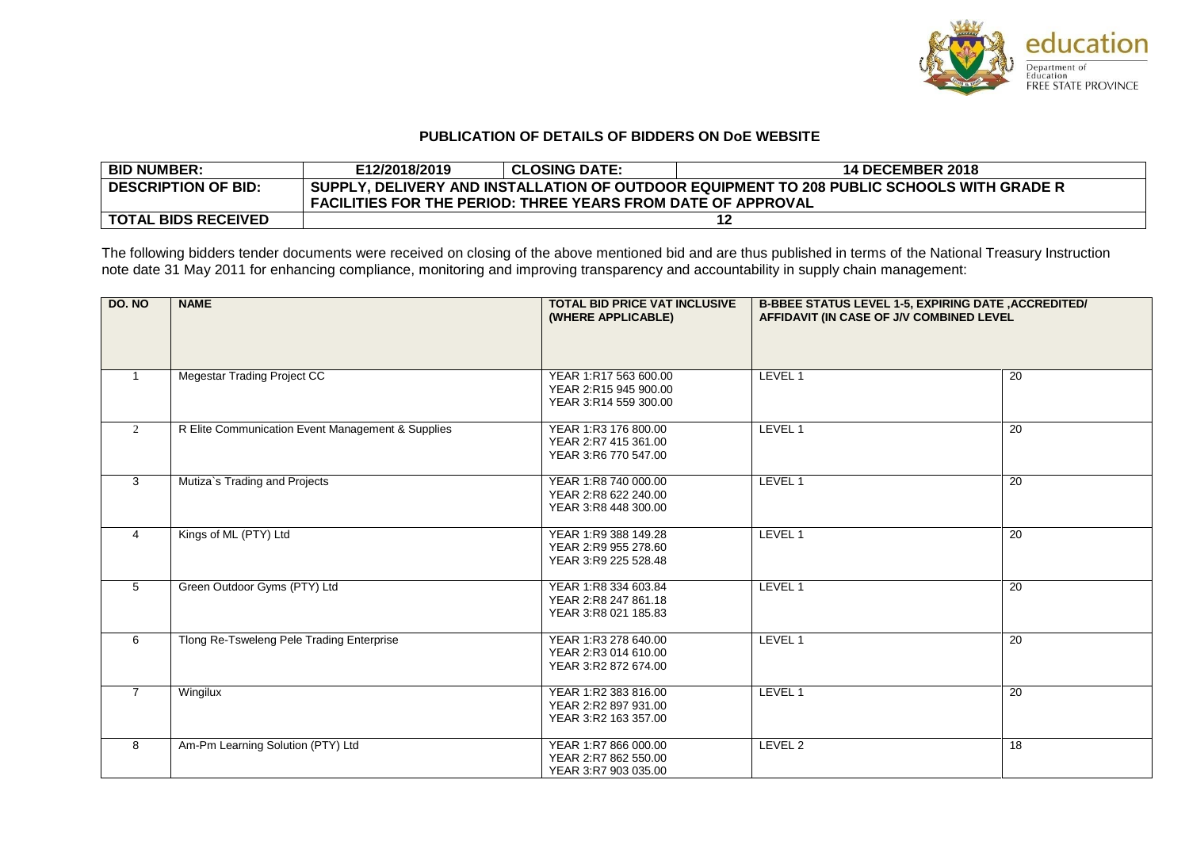education
Department of Education
FREE STATE PROVINCE

## PUBLICATION OF DETAILS OF BIDDERS ON DoE WEBSITE

| BID NUMBER: | E12/2018/2019 | CLOSING DATE: | 14 DECEMBER 2018 |
|---|---|---|---|
| DESCRIPTION OF BID: | SUPPLY, DELIVERY AND INSTALLATION OF OUTDOOR EQUIPMENT TO 208 PUBLIC SCHOOLS WITH GRADE R FACILITIES FOR THE PERIOD: THREE YEARS FROM DATE OF APPROVAL | | |
| TOTAL BIDS RECEIVED | 12 | | |

The following bidders tender documents were received on closing of the above mentioned bid and are thus published in terms of the National Treasury Instruction note date 31 May 2011 for enhancing compliance, monitoring and improving transparency and accountability in supply chain management:

| DO. NO | NAME | TOTAL BID PRICE VAT INCLUSIVE (WHERE APPLICABLE) | B-BBEE STATUS LEVEL 1-5, EXPIRING DATE ,ACCREDITED/ AFFIDAVIT (IN CASE OF J/V COMBINED LEVEL | |
|---|---|---|---|---|
| 1 | Megestar Trading Project CC | YEAR 1:R17 563 600.00<br>YEAR 2:R15 945 900.00<br>YEAR 3:R14 559 300.00 | LEVEL 1 | 20 |
| 2 | R Elite Communication Event Management & Supplies | YEAR 1:R3 176 800.00<br>YEAR 2:R7 415 361.00<br>YEAR 3:R6 770 547.00 | LEVEL 1 | 20 |
| 3 | Mutiza`s Trading and Projects | YEAR 1:R8 740 000.00<br>YEAR 2:R8 622 240.00<br>YEAR 3:R8 448 300.00 | LEVEL 1 | 20 |
| 4 | Kings of ML (PTY) Ltd | YEAR 1:R9 388 149.28<br>YEAR 2:R9 955 278.60<br>YEAR 3:R9 225 528.48 | LEVEL 1 | 20 |
| 5 | Green Outdoor Gyms (PTY) Ltd | YEAR 1:R8 334 603.84<br>YEAR 2:R8 247 861.18<br>YEAR 3:R8 021 185.83 | LEVEL 1 | 20 |
| 6 | Tlong Re-Tsweleng Pele Trading Enterprise | YEAR 1:R3 278 640.00<br>YEAR 2:R3 014 610.00<br>YEAR 3:R2 872 674.00 | LEVEL 1 | 20 |
| 7 | Wingilux | YEAR 1:R2 383 816.00<br>YEAR 2:R2 897 931.00<br>YEAR 3:R2 163 357.00 | LEVEL 1 | 20 |
| 8 | Am-Pm Learning Solution (PTY) Ltd | YEAR 1:R7 866 000.00<br>YEAR 2:R7 862 550.00<br>YEAR 3:R7 903 035.00 | LEVEL 2 | 18 |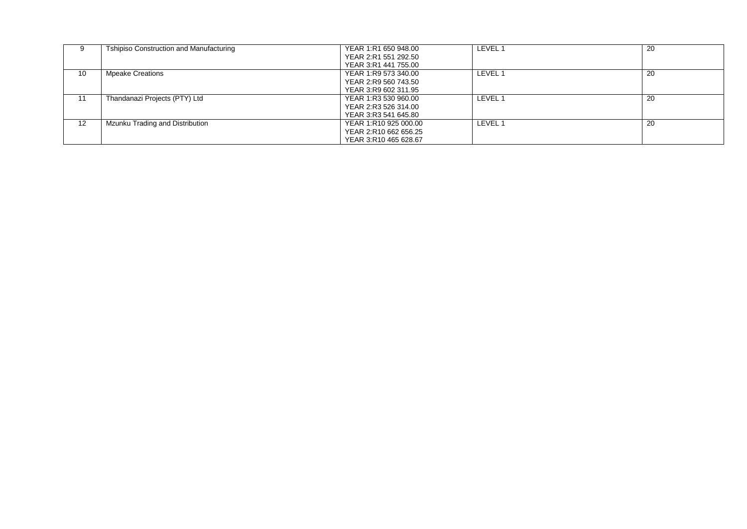| | | | | |
|---|---|---|---|---|
| 9 | Tshipiso Construction and Manufacturing | YEAR 1:R1 650 948.00<br>YEAR 2:R1 551 292.50<br>YEAR 3:R1 441 755.00 | LEVEL 1 | 20 |
| 10 | Mpeake Creations | YEAR 1:R9 573 340.00<br>YEAR 2:R9 560 743.50<br>YEAR 3:R9 602 311.95 | LEVEL 1 | 20 |
| 11 | Thandanazi Projects (PTY) Ltd | YEAR 1:R3 530 960.00<br>YEAR 2:R3 526 314.00<br>YEAR 3:R3 541 645.80 | LEVEL 1 | 20 |
| 12 | Mzunku Trading and Distribution | YEAR 1:R10 925 000.00<br>YEAR 2:R10 662 656.25<br>YEAR 3:R10 465 628.67 | LEVEL 1 | 20 |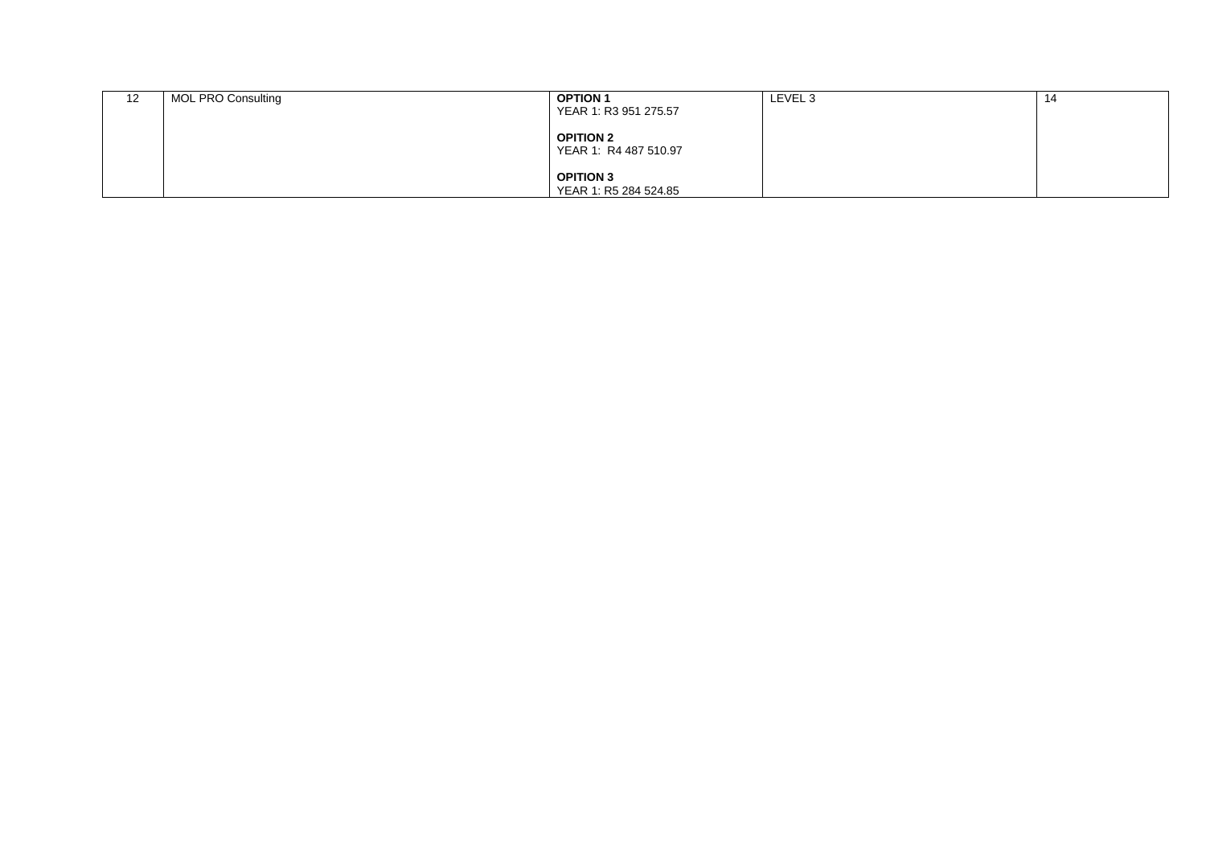| | | | | |
|---|---|---|---|---|
| 12 | MOL PRO Consulting | **OPTION 1**<br>YEAR 1: R3 951 275.57<br><br>**OPITION 2**<br>YEAR 1: R4 487 510.97<br><br>**OPITION 3**<br>YEAR 1: R5 284 524.85 | LEVEL 3 | 14 |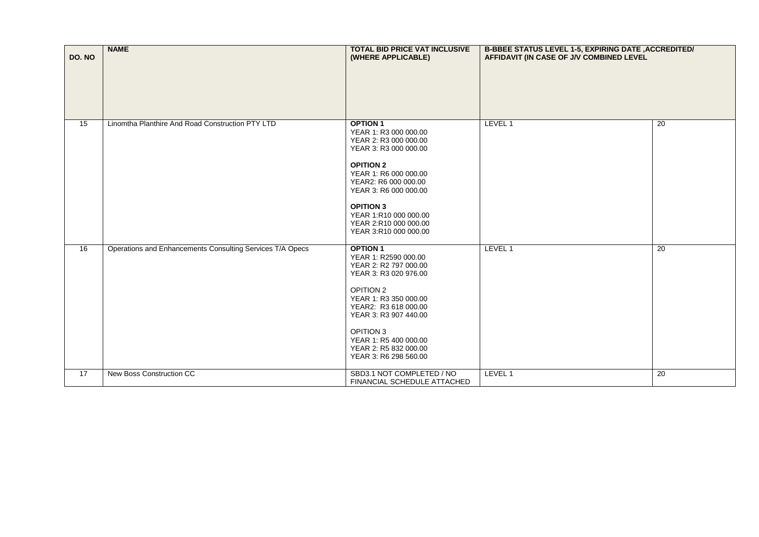| DO. NO | NAME | TOTAL BID PRICE VAT INCLUSIVE (WHERE APPLICABLE) | B-BBEE STATUS LEVEL 1-5, EXPIRING DATE ,ACCREDITED/ AFFIDAVIT (IN CASE OF J/V COMBINED LEVEL | |
|---|---|---|---|---|
| 15 | Linomtha Planthire And Road Construction PTY LTD | **OPITION 1**<br>YEAR 1: R3 000 000.00<br>YEAR 2: R3 000 000.00<br>YEAR 3: R3 000 000.00<br><br>**OPITION 2**<br>YEAR 1: R6 000 000.00<br>YEAR2: R6 000 000.00<br>YEAR 3: R6 000 000.00<br><br>**OPITION 3**<br>YEAR 1:R10 000 000.00<br>YEAR 2:R10 000 000.00<br>YEAR 3:R10 000 000.00 | LEVEL 1 | 20 |
| 16 | Operations and Enhancements Consulting Services T/A Opecs | **OPTION 1**<br>YEAR 1: R2590 000.00<br>YEAR 2: R2 797 000.00<br>YEAR 3: R3 020 976.00<br><br>OPITION 2<br>YEAR 1: R3 350 000.00<br>YEAR2: R3 618 000.00<br>YEAR 3: R3 907 440.00<br><br>OPITION 3<br>YEAR 1: R5 400 000.00<br>YEAR 2: R5 832 000.00<br>YEAR 3: R6 298 560.00 | LEVEL 1 | 20 |
| 17 | New Boss Construction CC | SBD3.1 NOT COMPLETED / NO FINANCIAL SCHEDULE ATTACHED | LEVEL 1 | 20 |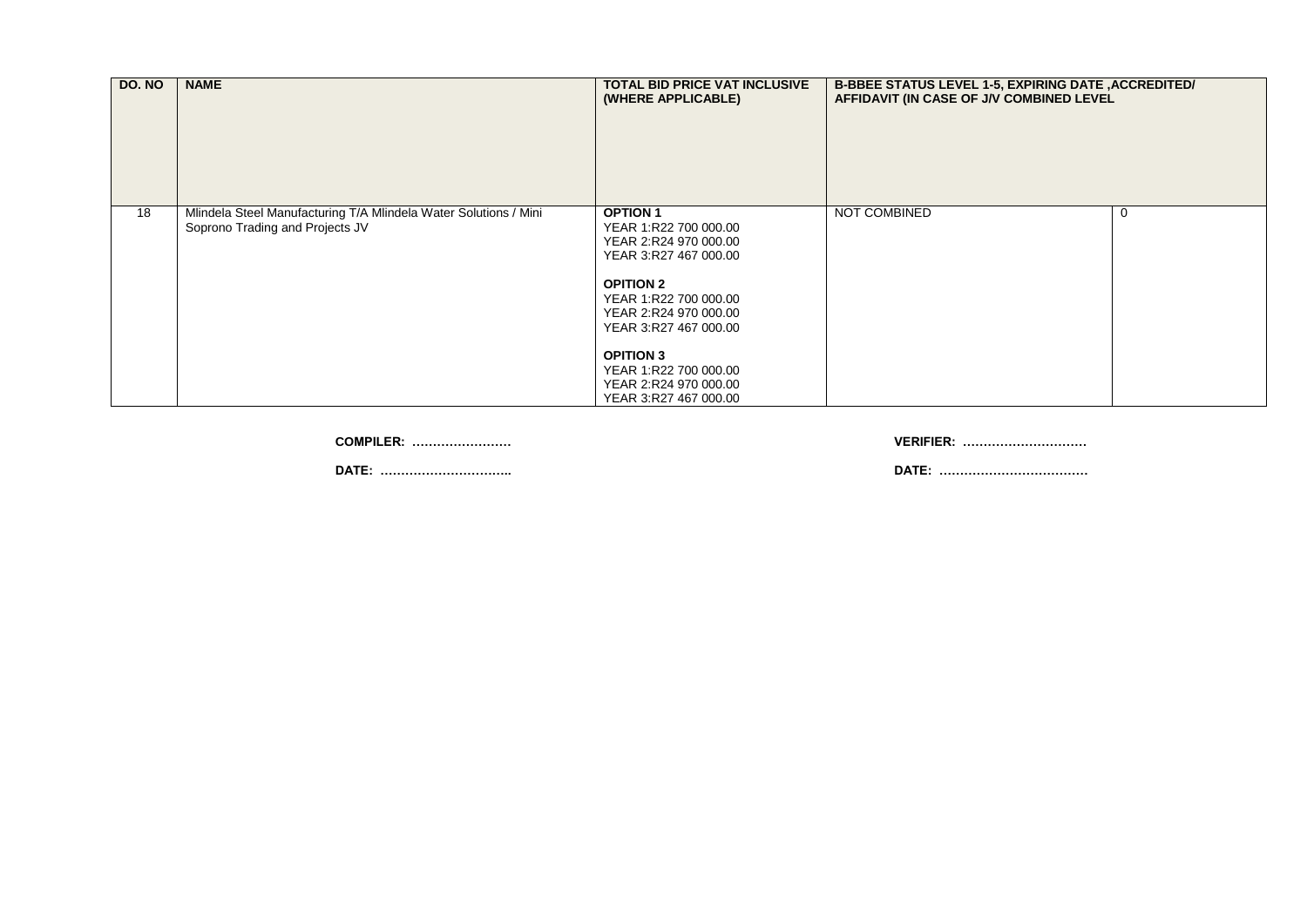| DO. NO | NAME | TOTAL BID PRICE VAT INCLUSIVE (WHERE APPLICABLE) | B-BBEE STATUS LEVEL 1-5, EXPIRING DATE ,ACCREDITED/ AFFIDAVIT (IN CASE OF J/V COMBINED LEVEL | |
|---|---|---|---|---|
| 18 | Mlindela Steel Manufacturing T/A Mlindela Water Solutions / Mini Soprono Trading and Projects JV | **OPTION 1**<br>YEAR 1:R22 700 000.00<br>YEAR 2:R24 970 000.00<br>YEAR 3:R27 467 000.00<br><br>**OPITION 2**<br>YEAR 1:R22 700 000.00<br>YEAR 2:R24 970 000.00<br>YEAR 3:R27 467 000.00<br><br>**OPITION 3**<br>YEAR 1:R22 700 000.00<br>YEAR 2:R24 970 000.00<br>YEAR 3:R27 467 000.00 | NOT COMBINED | 0 |

**COMPILER: ……………………**

**DATE: …………………………..**

**VERIFIER: …………………………**

**DATE: ………………………………**